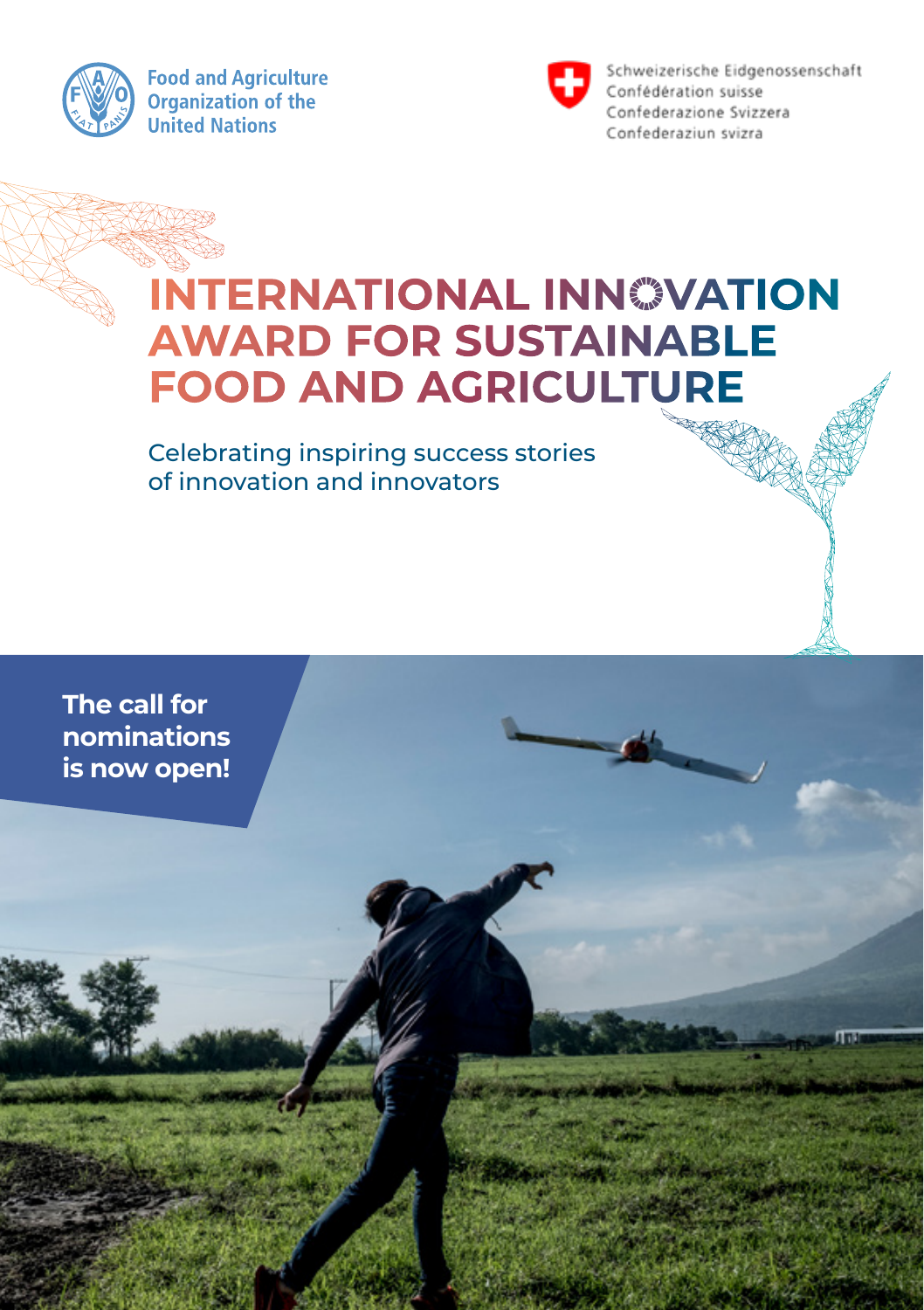Food and Agriculture Organization of the United Nations

Schweizerische Eidgenossenschaft
Confédération suisse
Confederazione Svizzera
Confederaziun svizra

# INTERNATIONAL INNOVATION AWARD FOR SUSTAINABLE FOOD AND AGRICULTURE

Celebrating inspiring success stories of innovation and innovators

**The call for nominations is now open!**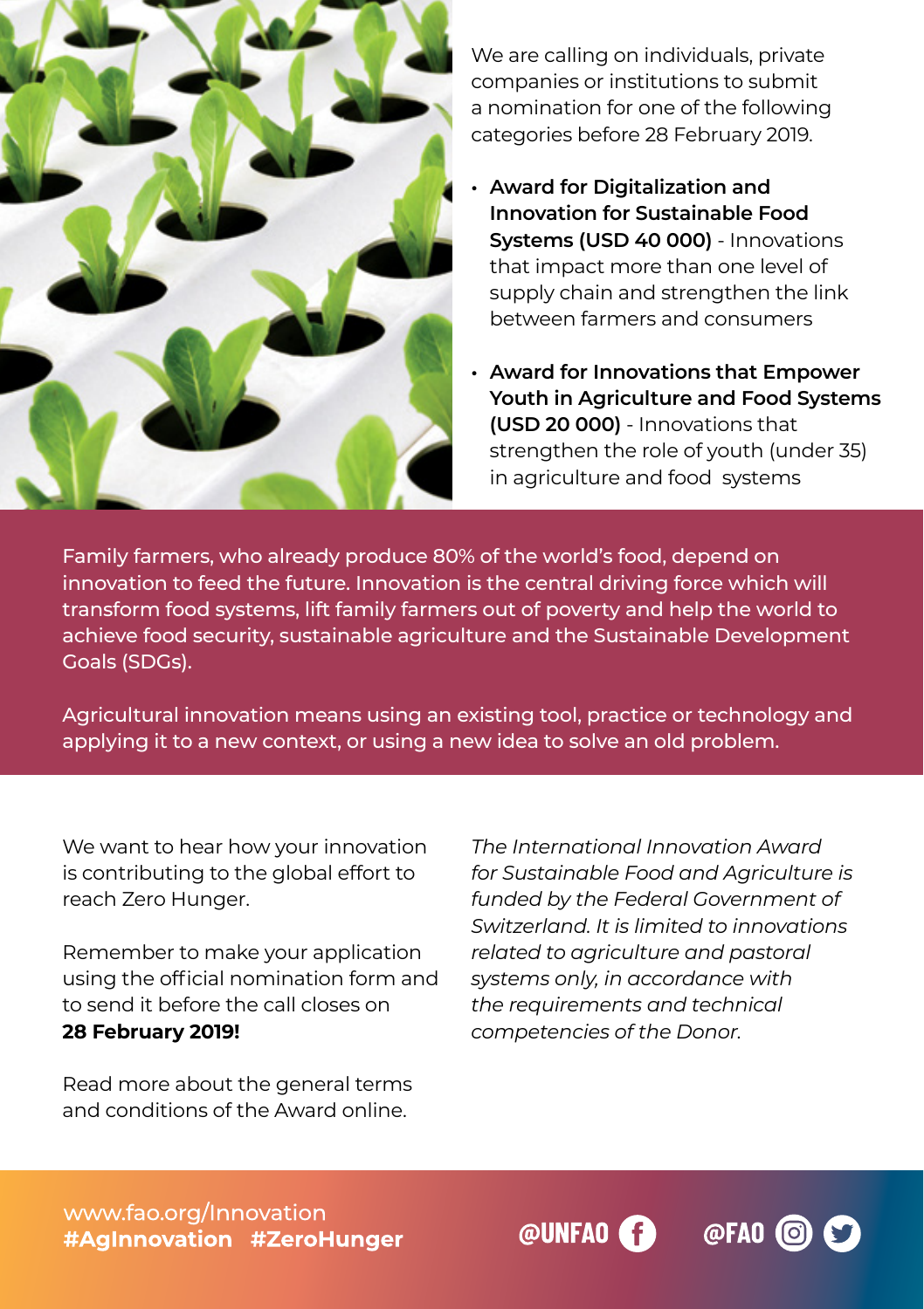We are calling on individuals, private companies or institutions to submit a nomination for one of the following categories before 28 February 2019.

- **Award for Digitalization and Innovation for Sustainable Food Systems (USD 40 000)** - Innovations that impact more than one level of supply chain and strengthen the link between farmers and consumers
- **Award for Innovations that Empower Youth in Agriculture and Food Systems (USD 20 000)** - Innovations that strengthen the role of youth (under 35) in agriculture and food systems

Family farmers, who already produce 80% of the world's food, depend on innovation to feed the future. Innovation is the central driving force which will transform food systems, lift family farmers out of poverty and help the world to achieve food security, sustainable agriculture and the Sustainable Development Goals (SDGs).

Agricultural innovation means using an existing tool, practice or technology and applying it to a new context, or using a new idea to solve an old problem.

We want to hear how your innovation is contributing to the global effort to reach Zero Hunger.

Remember to make your application using the official nomination form and to send it before the call closes on **28 February 2019!**

Read more about the general terms and conditions of the Award online.

*The International Innovation Award for Sustainable Food and Agriculture is funded by the Federal Government of Switzerland. It is limited to innovations related to agriculture and pastoral systems only, in accordance with the requirements and technical competencies of the Donor.*

www.fao.org/Innovation
**#AgInnovation #ZeroHunger**

@UNFAO @FAO